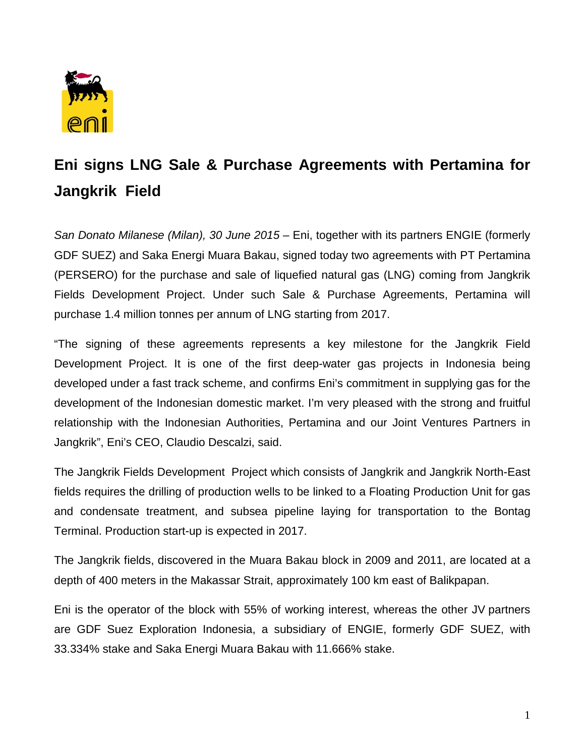# Eni signs LNG Sale & Purchase Agreements with Pertamina for Jangkrik Field

*San Donato Milanese (Milan), 30 June 2015* – Eni, together with its partners ENGIE (formerly GDF SUEZ) and Saka Energi Muara Bakau, signed today two agreements with PT Pertamina (PERSERO) for the purchase and sale of liquefied natural gas (LNG) coming from Jangkrik Fields Development Project. Under such Sale & Purchase Agreements, Pertamina will purchase 1.4 million tonnes per annum of LNG starting from 2017.

"The signing of these agreements represents a key milestone for the Jangkrik Field Development Project. It is one of the first deep-water gas projects in Indonesia being developed under a fast track scheme, and confirms Eni's commitment in supplying gas for the development of the Indonesian domestic market. I'm very pleased with the strong and fruitful relationship with the Indonesian Authorities, Pertamina and our Joint Ventures Partners in Jangkrik", Eni's CEO, Claudio Descalzi, said.

The Jangkrik Fields Development Project which consists of Jangkrik and Jangkrik North-East fields requires the drilling of production wells to be linked to a Floating Production Unit for gas and condensate treatment, and subsea pipeline laying for transportation to the Bontag Terminal. Production start-up is expected in 2017.

The Jangkrik fields, discovered in the Muara Bakau block in 2009 and 2011, are located at a depth of 400 meters in the Makassar Strait, approximately 100 km east of Balikpapan.

Eni is the operator of the block with 55% of working interest, whereas the other JV partners are GDF Suez Exploration Indonesia, a subsidiary of ENGIE, formerly GDF SUEZ, with 33.334% stake and Saka Energi Muara Bakau with 11.666% stake.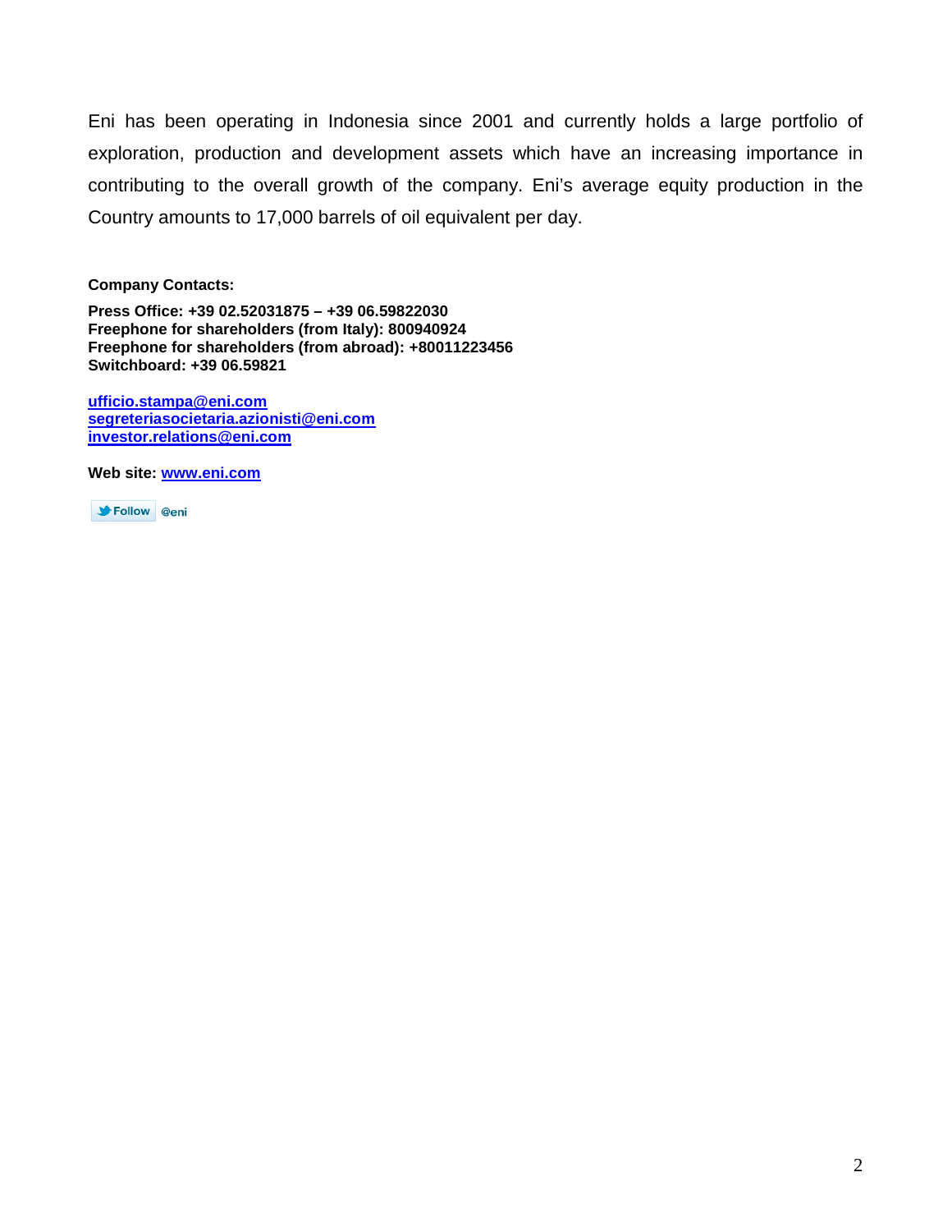Eni has been operating in Indonesia since 2001 and currently holds a large portfolio of exploration, production and development assets which have an increasing importance in contributing to the overall growth of the company. Eni's average equity production in the Country amounts to 17,000 barrels of oil equivalent per day.

**Company Contacts:**

**Press Office: +39 02.52031875 – +39 06.59822030**
**Freephone for shareholders (from Italy): 800940924**
**Freephone for shareholders (from abroad): +80011223456**
**Switchboard: +39 06.59821**

**ufficio.stampa@eni.com**
**segreteriasocietaria.azionisti@eni.com**
**investor.relations@eni.com**

**Web site: www.eni.com**

Follow @eni